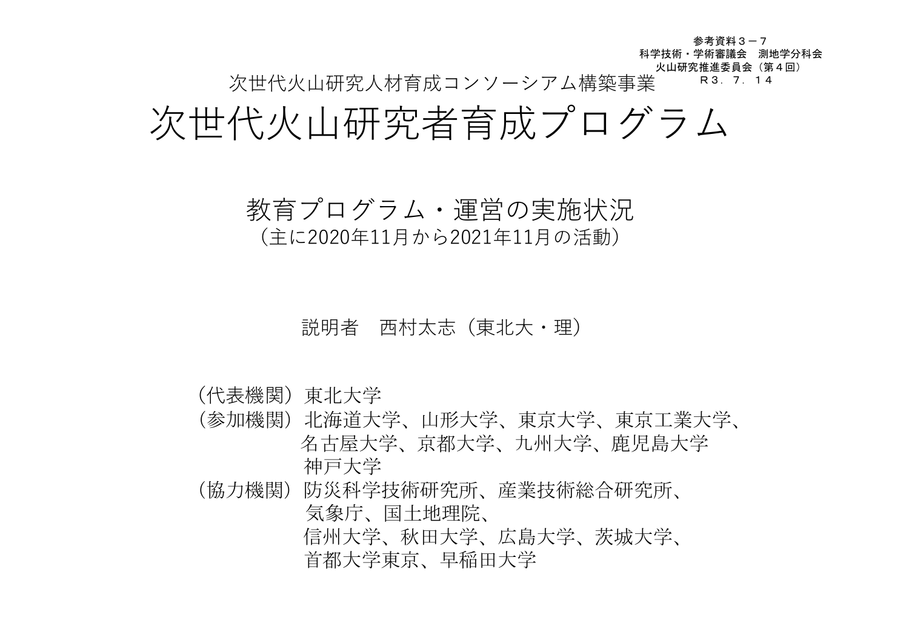参考資料３－７
科学技術・学術審議会　測地学分科会
火山研究推進委員会（第４回）
Ｒ３．７．１４

次世代火山研究人材育成コンソーシアム構築事業

# 次世代火山研究者育成プログラム

## 教育プログラム・運営の実施状況
（主に2020年11月から2021年11月の活動）

説明者　西村太志（東北大・理）

（代表機関）東北大学
（参加機関）北海道大学、山形大学、東京大学、東京工業大学、名古屋大学、京都大学、九州大学、鹿児島大学
神戸大学
（協力機関）防災科学技術研究所、産業技術総合研究所、気象庁、国土地理院、
信州大学、秋田大学、広島大学、茨城大学、首都大学東京、早稲田大学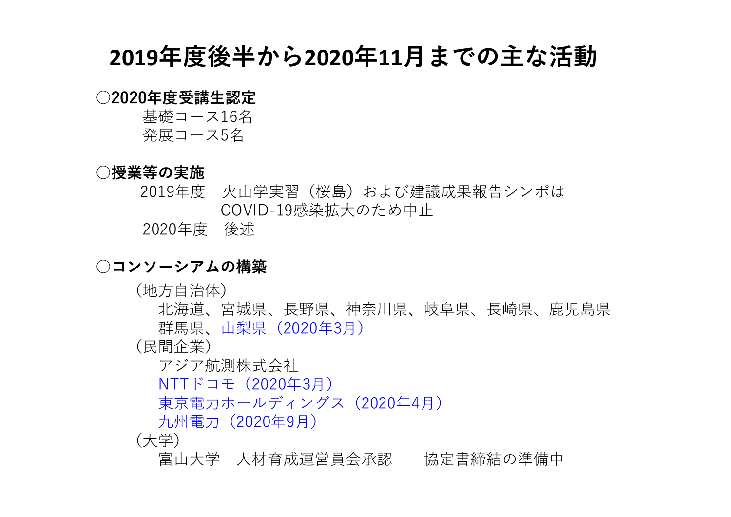# 2019年度後半から2020年11月までの主な活動

**○2020年度受講生認定**

基礎コース16名

発展コース5名

**○授業等の実施**

2019年度　火山学実習（桜島）および建議成果報告シンポは
COVID-19感染拡大のため中止

2020年度　後述

**○コンソーシアムの構築**

（地方自治体）

北海道、宮城県、長野県、神奈川県、岐阜県、長崎県、鹿児島県

群馬県、山梨県（2020年3月）

（民間企業）

アジア航測株式会社

NTTドコモ（2020年3月）

東京電力ホールディングス（2020年4月）

九州電力（2020年9月）

（大学）

富山大学　人材育成運営員会承認　　協定書締結の準備中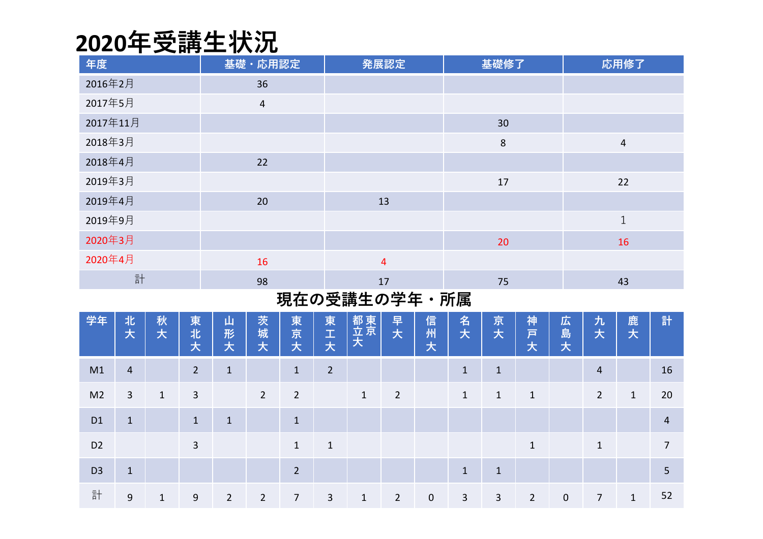# 2020年受講生状況

| 年度 | 基礎・応用認定 | 発展認定 | 基礎修了 | 応用修了 |
|---|---|---|---|---|
| 2016年2月 | 36 | | | |
| 2017年5月 | 4 | | | |
| 2017年11月 | | | 30 | |
| 2018年3月 | | | 8 | 4 |
| 2018年4月 | 22 | | | |
| 2019年3月 | | | 17 | 22 |
| 2019年4月 | 20 | 13 | | |
| 2019年9月 | | | | 1 |
| 2020年3月 | | | 20 | 16 |
| 2020年4月 | 16 | 4 | | |
| 計 | 98 | 17 | 75 | 43 |

## 現在の受講生の学年・所属

| 学年 | 北大 | 秋大 | 東北大 | 山形大 | 茨城大 | 東京大 | 東工大 | 東京都立大 | 早大 | 信州大 | 名大 | 京大 | 神戸大 | 広島大 | 九大 | 鹿大 | 計 |
|---|---|---|---|---|---|---|---|---|---|---|---|---|---|---|---|---|---|
| M1 | 4 | | 2 | 1 | | 1 | 2 | | | | 1 | 1 | | | 4 | | 16 |
| M2 | 3 | 1 | 3 | | 2 | 2 | | 1 | 2 | | 1 | 1 | 1 | | 2 | 1 | 20 |
| D1 | 1 | | 1 | 1 | | 1 | | | | | | | | | | | 4 |
| D2 | | | 3 | | | 1 | 1 | | | | | | 1 | | 1 | | 7 |
| D3 | 1 | | | | | 2 | | | | | 1 | 1 | | | | | 5 |
| 計 | 9 | 1 | 9 | 2 | 2 | 7 | 3 | 1 | 2 | 0 | 3 | 3 | 2 | 0 | 7 | 1 | 52 |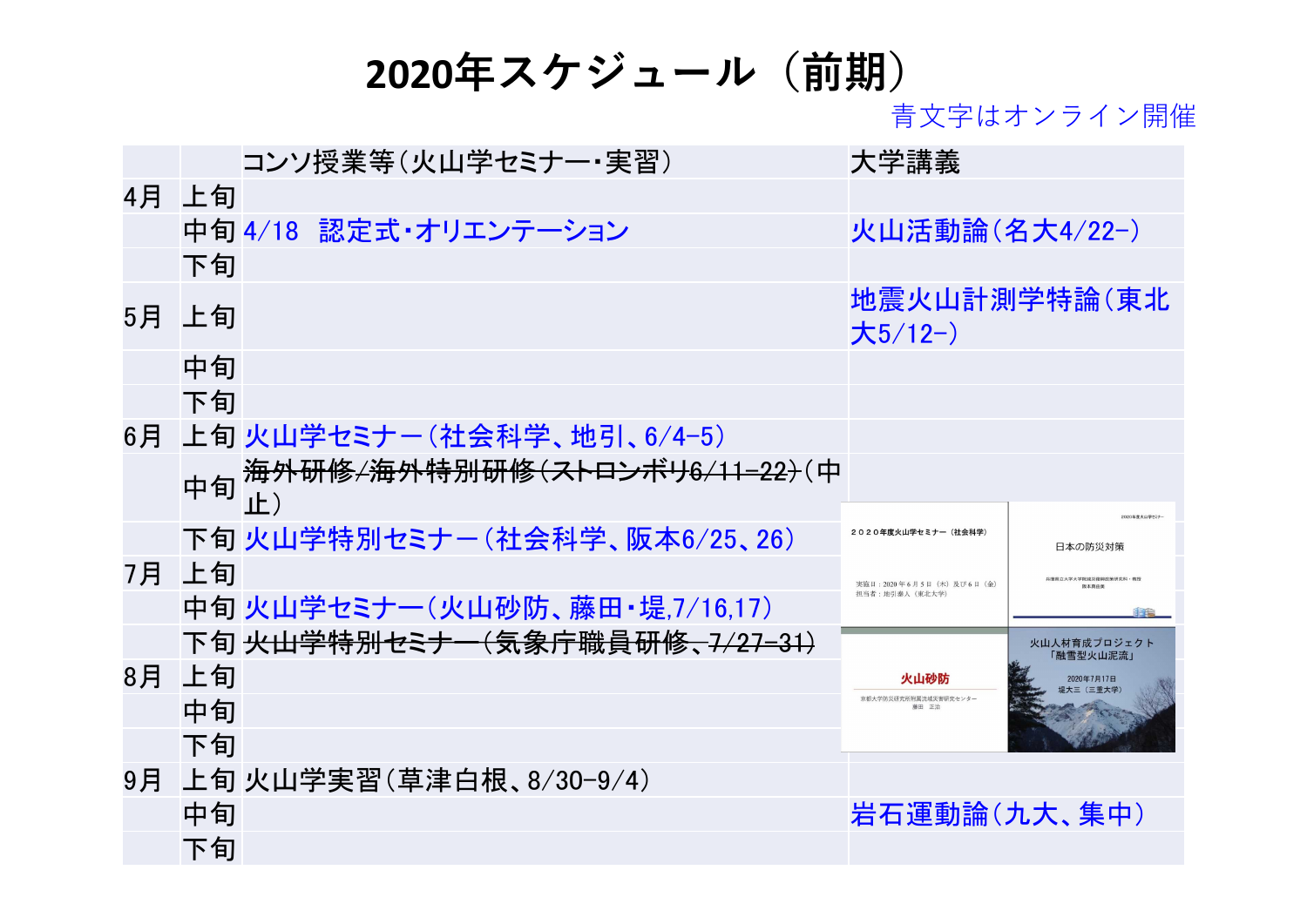# 2020年スケジュール（前期）

青文字はオンライン開催

| | | コンソ授業等（火山学セミナー・実習） | 大学講義 |
|---|---|---|---|
| 4月 | 上旬 | | |
| | 中旬 | 4/18　認定式・オリエンテーション | 火山活動論（名大4/22-） |
| | 下旬 | | |
| 5月 | 上旬 | | 地震火山計測学特論（東北大5/12-） |
| | 中旬 | | |
| | 下旬 | | |
| 6月 | 上旬 | 火山学セミナー（社会科学、地引、6/4-5） | |
| | 中旬 | ~~海外研修/海外特別研修（ストロンボリ6/11-22）~~（中止） | |
| | 下旬 | 火山学特別セミナー（社会科学、阪本6/25、26） | |
| 7月 | 上旬 | | |
| | 中旬 | 火山学セミナー（火山砂防、藤田・堤,7/16,17） | |
| | 下旬 | ~~火山学特別セミナー（気象庁職員研修、7/27-31）~~ | |
| 8月 | 上旬 | | |
| | 中旬 | | |
| | 下旬 | | |
| 9月 | 上旬 | 火山学実習（草津白根、8/30-9/4） | |
| | 中旬 | | 岩石運動論（九大、集中） |
| | 下旬 | | |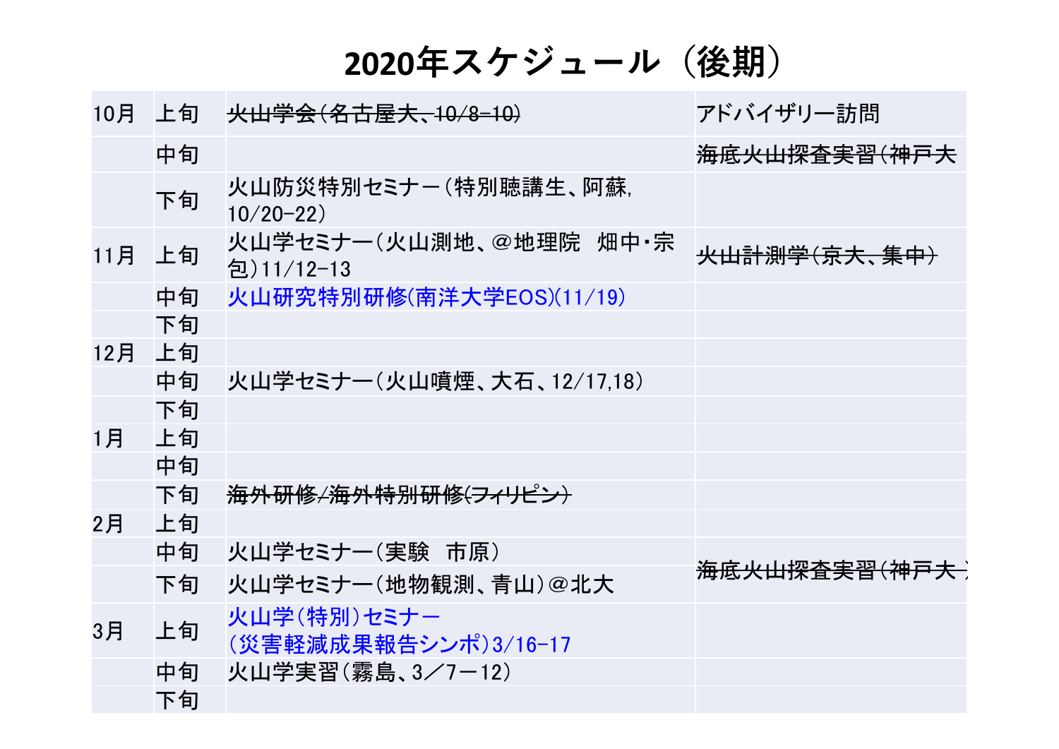# 2020年スケジュール（後期）

| | | | |
|---|---|---|---|
| 10月 | 上旬 | ~~火山学会(名古屋大、10/8-10)~~ | アドバイザリー訪問 |
| | 中旬 | | ~~海底火山探査実習(神戸大~~ |
| | 下旬 | 火山防災特別セミナー（特別聴講生、阿蘇, 10/20-22） | |
| 11月 | 上旬 | 火山学セミナー（火山測地、＠地理院　畑中・宗包）11/12-13 | ~~火山計測学(京大、集中)~~ |
| | 中旬 | 火山研究特別研修(南洋大学EOS)(11/19) | |
| | 下旬 | | |
| 12月 | 上旬 | | |
| | 中旬 | 火山学セミナー（火山噴煙、大石、12/17,18） | |
| | 下旬 | | |
| 1月 | 上旬 | | |
| | 中旬 | | |
| | 下旬 | ~~海外研修/海外特別研修(フィリピン)~~ | |
| 2月 | 上旬 | | |
| | 中旬 | 火山学セミナー（実験　市原） | ~~海底火山探査実習(神戸大 )~~ |
| | 下旬 | 火山学セミナー（地物観測、青山）＠北大 | |
| 3月 | 上旬 | 火山学（特別）セミナー（災害軽減成果報告シンポ）3/16-17 | |
| | 中旬 | 火山学実習（霧島、3／7－12） | |
| | 下旬 | | |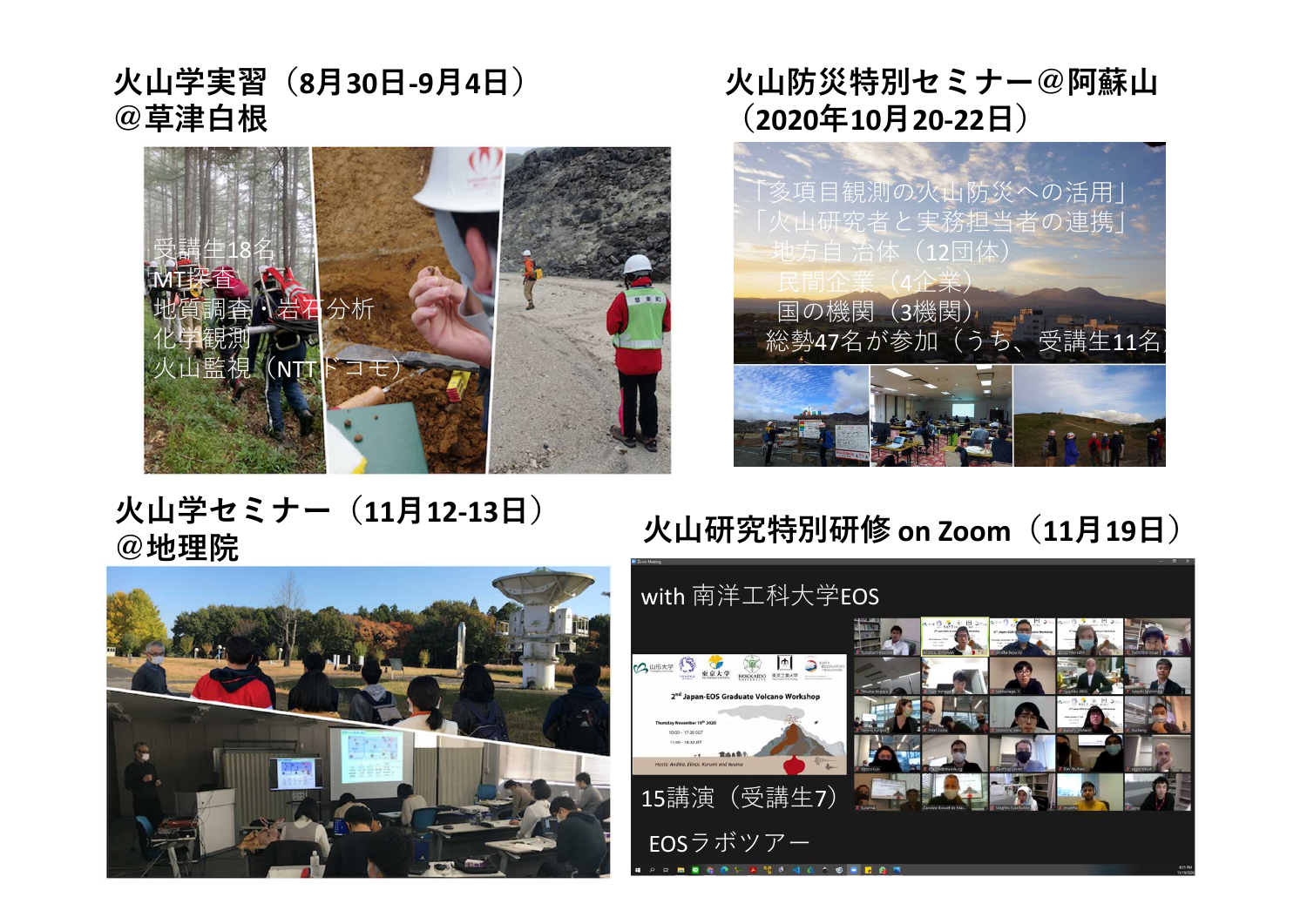## 火山学実習（8月30日-9月4日）@草津白根

受講生18名
MT探査
地質調査・岩石分析
化学観測
火山監視（NTTドコモ）

## 火山防災特別セミナー@阿蘇山（2020年10月20-22日）

「多項目観測の火山防災への活用」
「火山研究者と実務担当者の連携」
地方自治体（12団体）
民間企業（4企業）
国の機関（3機関）
総勢47名が参加（うち、受講生11名）

## 火山学セミナー（11月12-13日）@地理院

## 火山研究特別研修 on Zoom（11月19日）

with 南洋工科大学EOS

15講演（受講生7）

EOSラボツアー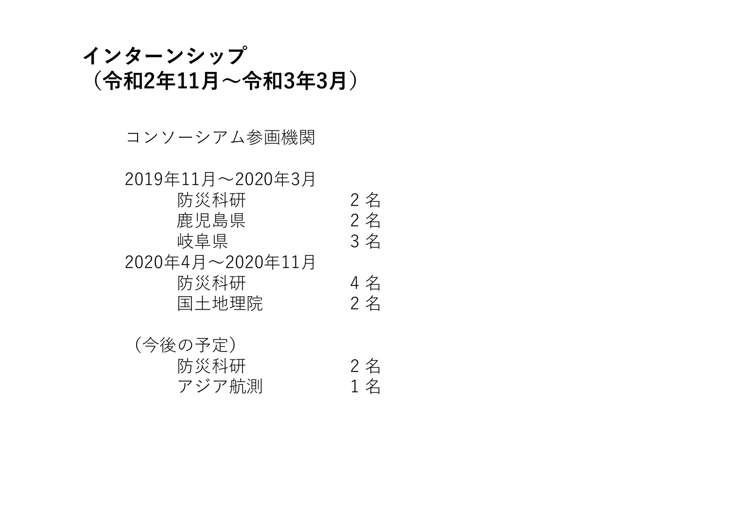# インターンシップ（令和2年11月～令和3年3月）

コンソーシアム参画機関

2019年11月～2020年3月

| | |
|---|---|
| 防災科研 | 2 名 |
| 鹿児島県 | 2 名 |
| 岐阜県 | 3 名 |

2020年4月～2020年11月

| | |
|---|---|
| 防災科研 | 4 名 |
| 国土地理院 | 2 名 |

（今後の予定）

| | |
|---|---|
| 防災科研 | 2 名 |
| アジア航測 | 1 名 |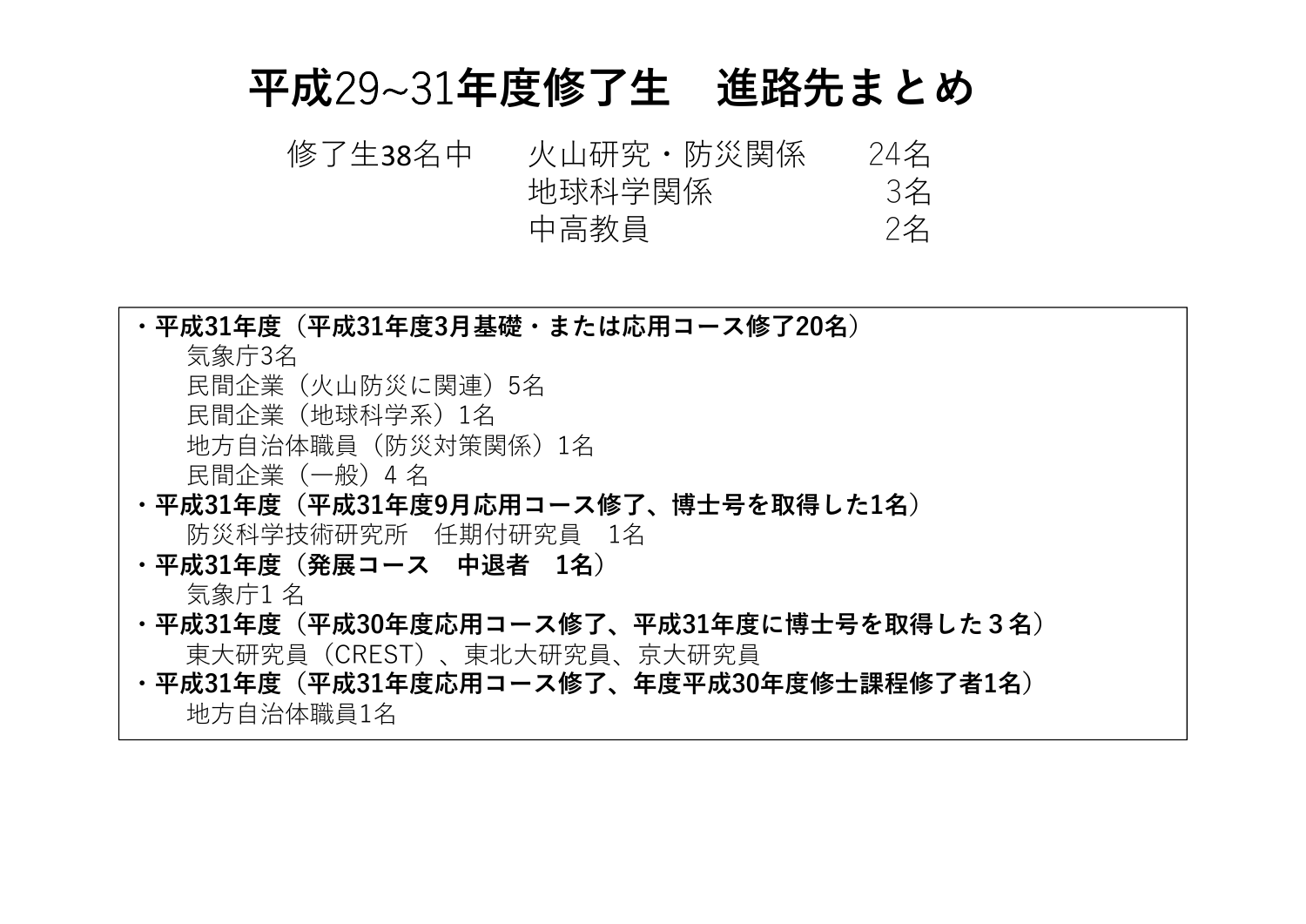# 平成29~31年度修了生　進路先まとめ

| 修了生38名中 | 火山研究・防災関係 | 24名 |
| --- | --- | --- |
| | 地球科学関係 | 3名 |
| | 中高教員 | 2名 |

- **平成31年度（平成31年度3月基礎・または応用コース修了20名）**
  - 気象庁3名
  - 民間企業（火山防災に関連）5名
  - 民間企業（地球科学系）1名
  - 地方自治体職員（防災対策関係）1名
  - 民間企業（一般）4 名
- **平成31年度（平成31年度9月応用コース修了、博士号を取得した1名）**
  - 防災科学技術研究所　任期付研究員　1名
- **平成31年度（発展コース　中退者　1名）**
  - 気象庁1 名
- **平成31年度（平成30年度応用コース修了、平成31年度に博士号を取得した３名）**
  - 東大研究員（CREST）、東北大研究員、京大研究員
- **平成31年度（平成31年度応用コース修了、年度平成30年度修士課程修了者1名）**
  - 地方自治体職員1名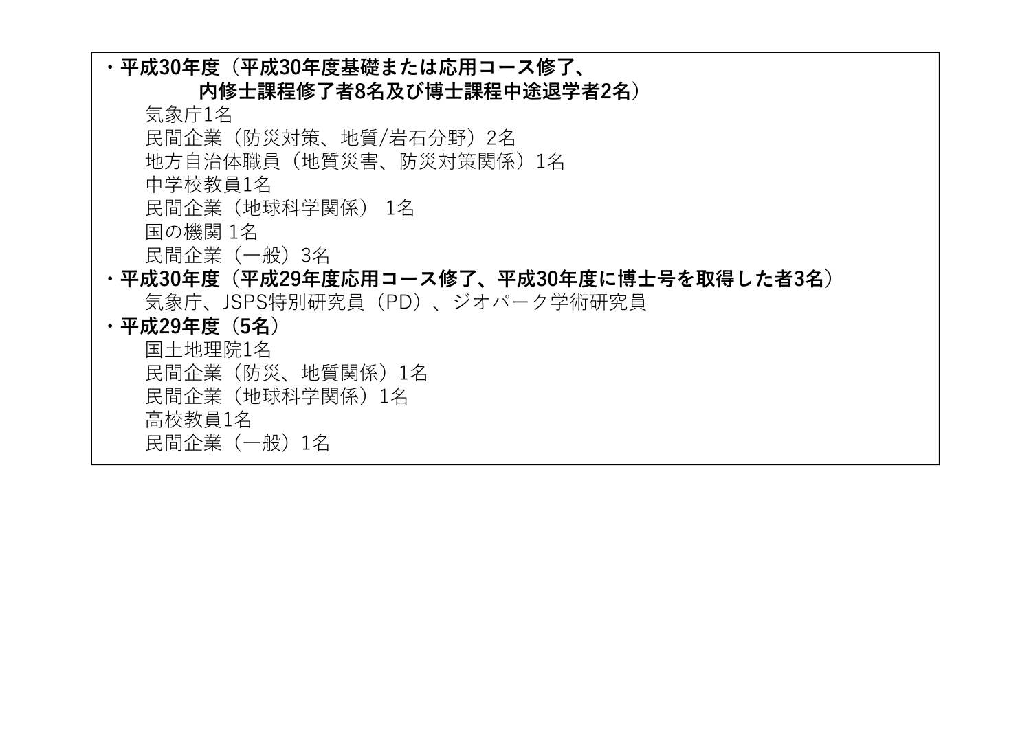**・平成30年度（平成30年度基礎または応用コース修了、**
**内修士課程修了者8名及び博士課程中途退学者2名）**

気象庁1名
民間企業（防災対策、地質/岩石分野）2名
地方自治体職員（地質災害、防災対策関係）1名
中学校教員1名
民間企業（地球科学関係） 1名
国の機関 1名
民間企業（一般）3名

**・平成30年度（平成29年度応用コース修了、平成30年度に博士号を取得した者3名）**

気象庁、JSPS特別研究員（PD）、ジオパーク学術研究員

**・平成29年度（5名）**

国土地理院1名
民間企業（防災、地質関係）1名
民間企業（地球科学関係）1名
高校教員1名
民間企業（一般）1名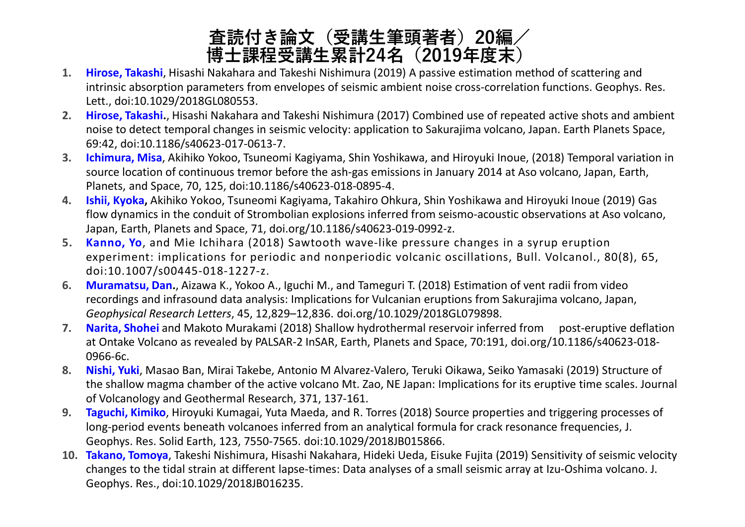# 査読付き論文（受講生筆頭著者）20編／博士課程受講生累計24名（2019年度末）

1. **Hirose, Takashi**, Hisashi Nakahara and Takeshi Nishimura (2019) A passive estimation method of scattering and intrinsic absorption parameters from envelopes of seismic ambient noise cross-correlation functions. Geophys. Res. Lett., doi:10.1029/2018GL080553.
2. **Hirose, Takashi.**, Hisashi Nakahara and Takeshi Nishimura (2017) Combined use of repeated active shots and ambient noise to detect temporal changes in seismic velocity: application to Sakurajima volcano, Japan. Earth Planets Space, 69:42, doi:10.1186/s40623-017-0613-7.
3. **Ichimura, Misa**, Akihiko Yokoo, Tsuneomi Kagiyama, Shin Yoshikawa, and Hiroyuki Inoue, (2018) Temporal variation in source location of continuous tremor before the ash-gas emissions in January 2014 at Aso volcano, Japan, Earth, Planets, and Space, 70, 125, doi:10.1186/s40623-018-0895-4.
4. **Ishii, Kyoka,** Akihiko Yokoo, Tsuneomi Kagiyama, Takahiro Ohkura, Shin Yoshikawa and Hiroyuki Inoue (2019) Gas flow dynamics in the conduit of Strombolian explosions inferred from seismo-acoustic observations at Aso volcano, Japan, Earth, Planets and Space, 71, doi.org/10.1186/s40623-019-0992-z.
5. **Kanno, Yo**, and Mie Ichihara (2018) Sawtooth wave-like pressure changes in a syrup eruption experiment: implications for periodic and nonperiodic volcanic oscillations, Bull. Volcanol., 80(8), 65, doi:10.1007/s00445-018-1227-z.
6. **Muramatsu, Dan.**, Aizawa K., Yokoo A., Iguchi M., and Tameguri T. (2018) Estimation of vent radii from video recordings and infrasound data analysis: Implications for Vulcanian eruptions from Sakurajima volcano, Japan, *Geophysical Research Letters*, 45, 12,829–12,836. doi.org/10.1029/2018GL079898.
7. **Narita, Shohei** and Makoto Murakami (2018) Shallow hydrothermal reservoir inferred from post-eruptive deflation at Ontake Volcano as revealed by PALSAR-2 InSAR, Earth, Planets and Space, 70:191, doi.org/10.1186/s40623-018-0966-6c.
8. **Nishi, Yuki**, Masao Ban, Mirai Takebe, Antonio M Alvarez-Valero, Teruki Oikawa, Seiko Yamasaki (2019) Structure of the shallow magma chamber of the active volcano Mt. Zao, NE Japan: Implications for its eruptive time scales. Journal of Volcanology and Geothermal Research, 371, 137-161.
9. **Taguchi, Kimiko**, Hiroyuki Kumagai, Yuta Maeda, and R. Torres (2018) Source properties and triggering processes of long-period events beneath volcanoes inferred from an analytical formula for crack resonance frequencies, J. Geophys. Res. Solid Earth, 123, 7550-7565. doi:10.1029/2018JB015866.
10. **Takano, Tomoya**, Takeshi Nishimura, Hisashi Nakahara, Hideki Ueda, Eisuke Fujita (2019) Sensitivity of seismic velocity changes to the tidal strain at different lapse-times: Data analyses of a small seismic array at Izu-Oshima volcano. J. Geophys. Res., doi:10.1029/2018JB016235.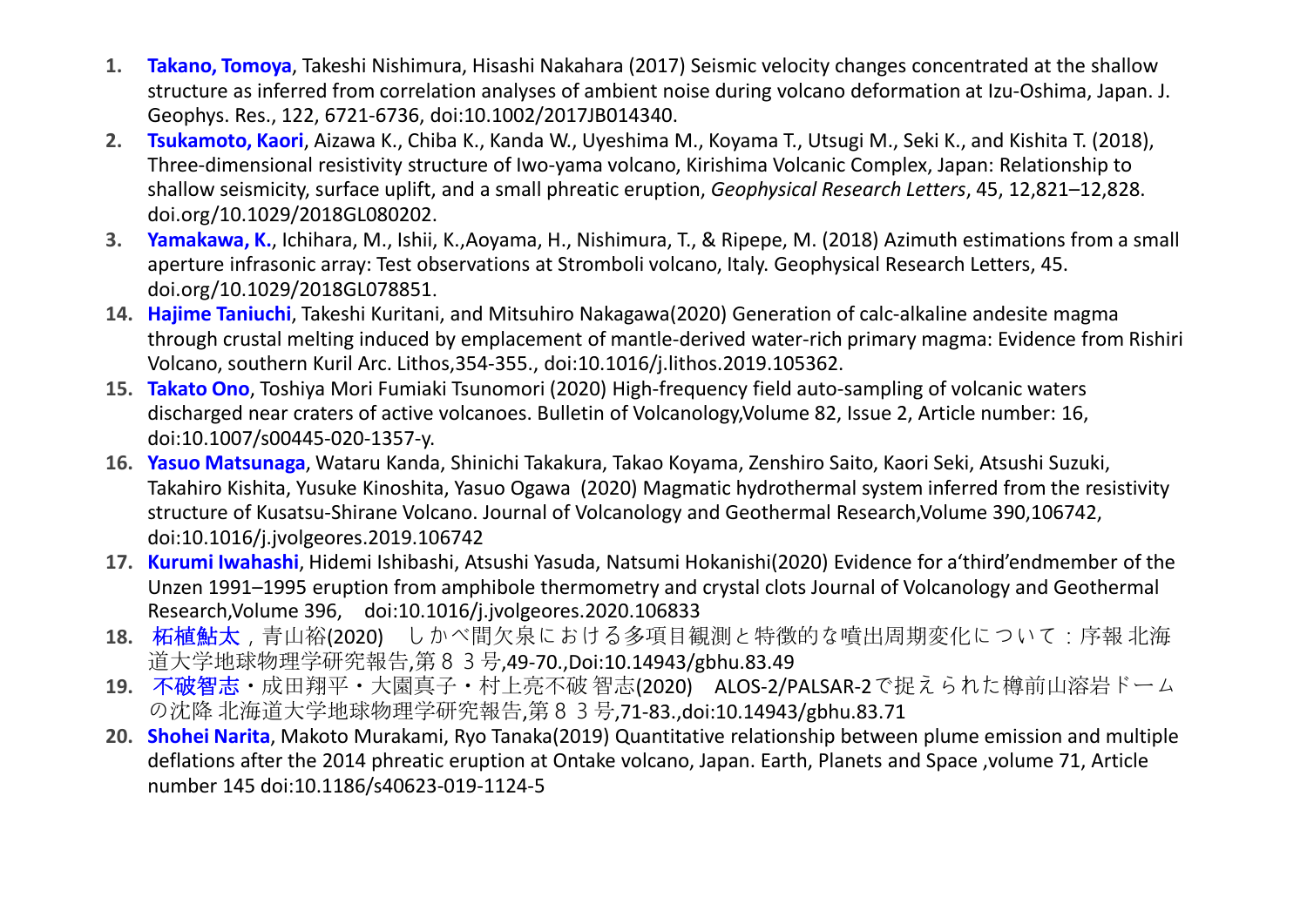1. **Takano, Tomoya**, Takeshi Nishimura, Hisashi Nakahara (2017) Seismic velocity changes concentrated at the shallow structure as inferred from correlation analyses of ambient noise during volcano deformation at Izu-Oshima, Japan. J. Geophys. Res., 122, 6721-6736, doi:10.1002/2017JB014340.
2. **Tsukamoto, Kaori**, Aizawa K., Chiba K., Kanda W., Uyeshima M., Koyama T., Utsugi M., Seki K., and Kishita T. (2018), Three-dimensional resistivity structure of Iwo-yama volcano, Kirishima Volcanic Complex, Japan: Relationship to shallow seismicity, surface uplift, and a small phreatic eruption, *Geophysical Research Letters*, 45, 12,821–12,828. doi.org/10.1029/2018GL080202.
3. **Yamakawa, K.**, Ichihara, M., Ishii, K.,Aoyama, H., Nishimura, T., & Ripepe, M. (2018) Azimuth estimations from a small aperture infrasonic array: Test observations at Stromboli volcano, Italy. Geophysical Research Letters, 45. doi.org/10.1029/2018GL078851.

14. **Hajime Taniuchi**, Takeshi Kuritani, and Mitsuhiro Nakagawa(2020) Generation of calc-alkaline andesite magma through crustal melting induced by emplacement of mantle-derived water-rich primary magma: Evidence from Rishiri Volcano, southern Kuril Arc. Lithos,354-355., doi:10.1016/j.lithos.2019.105362.
15. **Takato Ono**, Toshiya Mori Fumiaki Tsunomori (2020) High-frequency field auto-sampling of volcanic waters discharged near craters of active volcanoes. Bulletin of Volcanology,Volume 82, Issue 2, Article number: 16, doi:10.1007/s00445-020-1357-y.
16. **Yasuo Matsunaga**, Wataru Kanda, Shinichi Takakura, Takao Koyama, Zenshiro Saito, Kaori Seki, Atsushi Suzuki, Takahiro Kishita, Yusuke Kinoshita, Yasuo Ogawa (2020) Magmatic hydrothermal system inferred from the resistivity structure of Kusatsu-Shirane Volcano. Journal of Volcanology and Geothermal Research,Volume 390,106742, doi:10.1016/j.jvolgeores.2019.106742
17. **Kurumi Iwahashi**, Hidemi Ishibashi, Atsushi Yasuda, Natsumi Hokanishi(2020) Evidence for a'third'endmember of the Unzen 1991–1995 eruption from amphibole thermometry and crystal clots Journal of Volcanology and Geothermal Research,Volume 396, doi:10.1016/j.jvolgeores.2020.106833
18. **柘植鮎太**，青山裕(2020) しかべ間欠泉における多項目観測と特徴的な噴出周期変化について：序報 北海道大学地球物理学研究報告,第８３号,49-70.,Doi:10.14943/gbhu.83.49
19. **不破智志**・成田翔平・大園真子・村上亮不破 智志(2020) ALOS-2/PALSAR-2で捉えられた樽前山溶岩ドームの沈降 北海道大学地球物理学研究報告,第８３号,71-83.,doi:10.14943/gbhu.83.71
20. **Shohei Narita**, Makoto Murakami, Ryo Tanaka(2019) Quantitative relationship between plume emission and multiple deflations after the 2014 phreatic eruption at Ontake volcano, Japan. Earth, Planets and Space ,volume 71, Article number 145 doi:10.1186/s40623-019-1124-5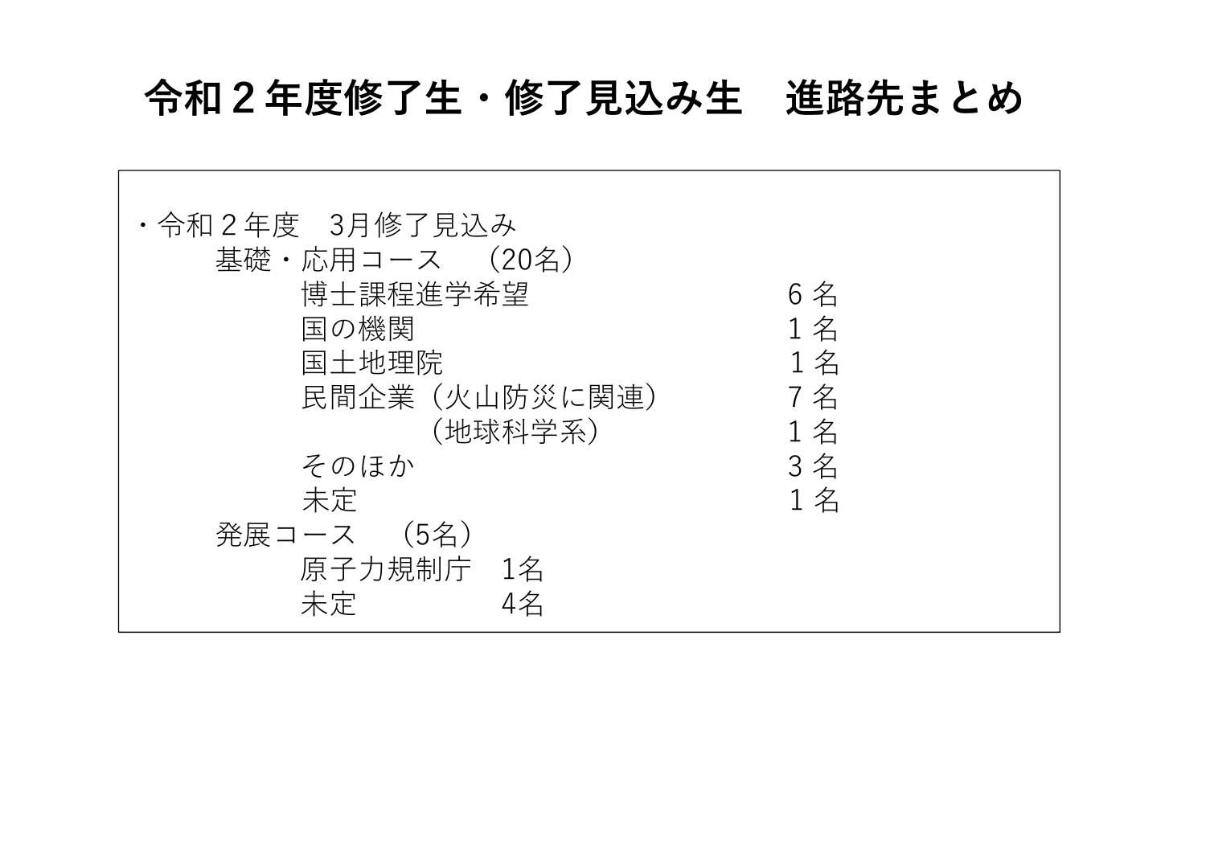# 令和２年度修了生・修了見込み生　進路先まとめ

・令和２年度　3月修了見込み

- 基礎・応用コース　（20名）
  - 博士課程進学希望　6 名
  - 国の機関　1 名
  - 国土地理院　1 名
  - 民間企業（火山防災に関連）　7 名
  - 　　　　（地球科学系）　1 名
  - そのほか　3 名
  - 未定　1 名
- 発展コース　（5名）
  - 原子力規制庁　1名
  - 未定　4名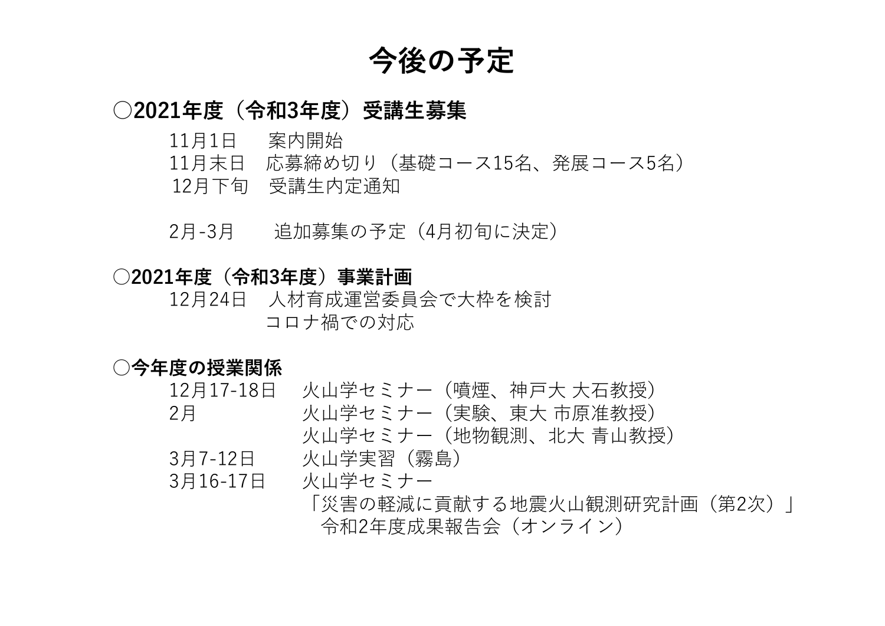# 今後の予定

**○2021年度（令和3年度）受講生募集**

11月1日　案内開始
11月末日　応募締め切り（基礎コース15名、発展コース5名）
12月下旬　受講生内定通知

2月-3月　追加募集の予定（4月初旬に決定）

**○2021年度（令和3年度）事業計画**

12月24日　人材育成運営委員会で大枠を検討
コロナ禍での対応

**○今年度の授業関係**

12月17-18日　火山学セミナー（噴煙、神戸大 大石教授）
2月　火山学セミナー（実験、東大 市原准教授）
火山学セミナー（地物観測、北大 青山教授）
3月7-12日　火山学実習（霧島）
3月16-17日　火山学セミナー
「災害の軽減に貢献する地震火山観測研究計画（第2次）」
令和2年度成果報告会（オンライン）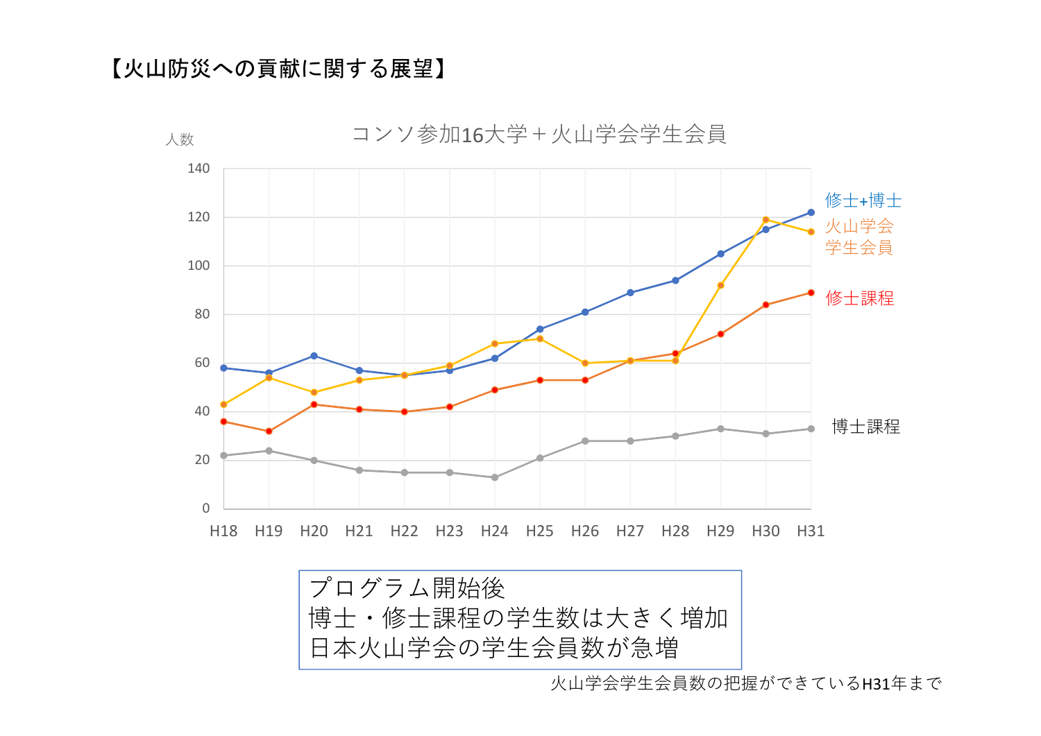## 【火山防災への貢献に関する展望】

コンソ参加16大学＋火山学会学生会員

人数

140
120
100
80
60
40
20
0

H18 H19 H20 H21 H22 H23 H24 H25 H26 H27 H28 H29 H30 H31

修士+博士

火山学会
学生会員

修士課程

博士課程

プログラム開始後
博士・修士課程の学生数は大きく増加
日本火山学会の学生会員数が急増

火山学会学生会員数の把握ができているH31年まで